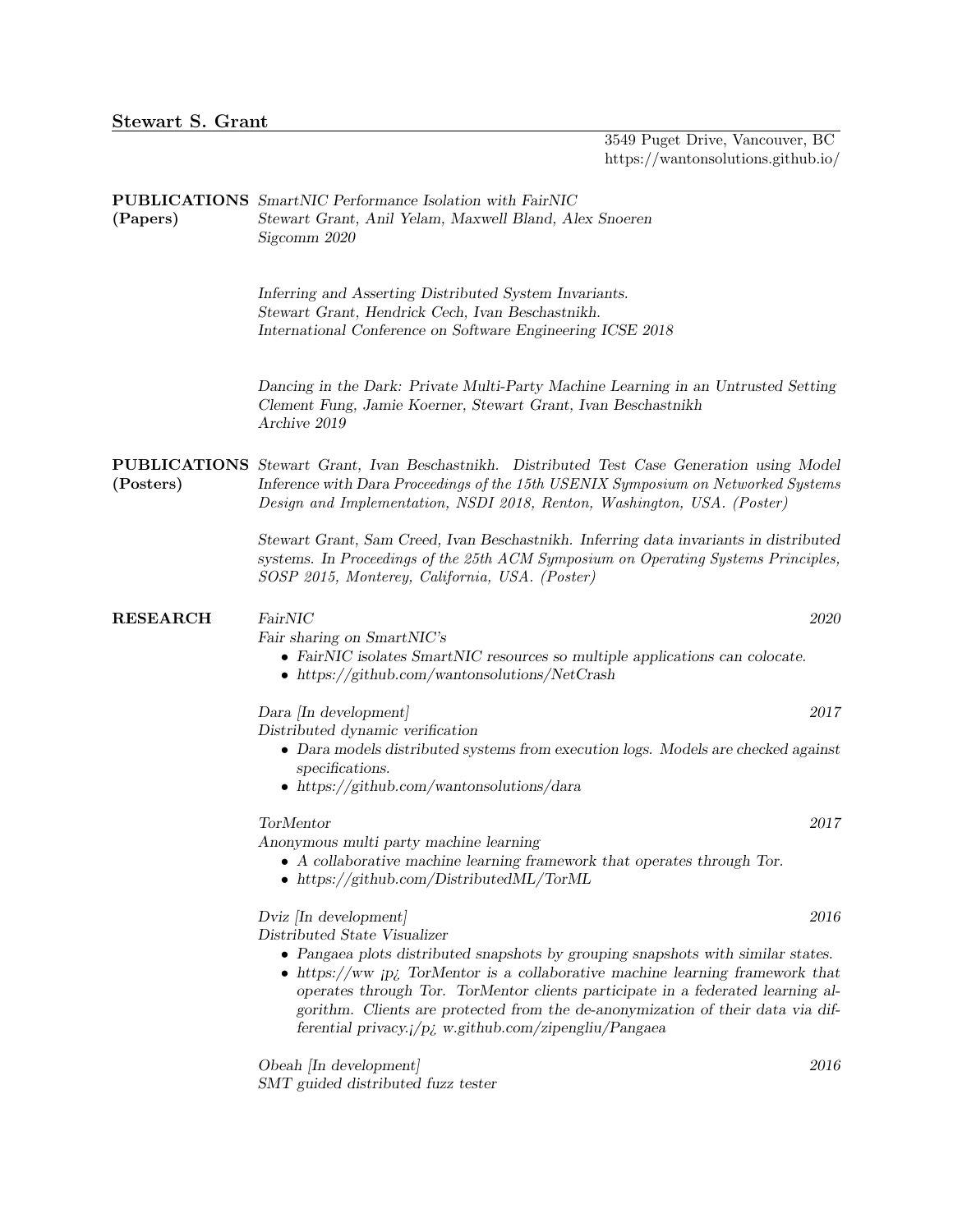# Stewart S. Grant

3549 Puget Drive, Vancouver, BC
https://wantonsolutions.github.io/

## PUBLICATIONS (Papers)

*SmartNIC Performance Isolation with FairNIC*
*Stewart Grant, Anil Yelam, Maxwell Bland, Alex Snoeren*
*Sigcomm 2020*

*Inferring and Asserting Distributed System Invariants.*
*Stewart Grant, Hendrick Cech, Ivan Beschastnikh.*
*International Conference on Software Engineering ICSE 2018*

*Dancing in the Dark: Private Multi-Party Machine Learning in an Untrusted Setting*
*Clement Fung, Jamie Koerner, Stewart Grant, Ivan Beschastnikh*
*Archive 2019*

## PUBLICATIONS (Posters)

*Stewart Grant, Ivan Beschastnikh. Distributed Test Case Generation using Model Inference with Dara Proceedings of the 15th USENIX Symposium on Networked Systems Design and Implementation, NSDI 2018, Renton, Washington, USA. (Poster)*

*Stewart Grant, Sam Creed, Ivan Beschastnikh. Inferring data invariants in distributed systems. In Proceedings of the 25th ACM Symposium on Operating Systems Principles, SOSP 2015, Monterey, California, USA. (Poster)*

## RESEARCH

*FairNIC* — *2020*
*Fair sharing on SmartNIC's*

- *FairNIC isolates SmartNIC resources so multiple applications can colocate.*
- *https://github.com/wantonsolutions/NetCrash*

*Dara [In development]* — *2017*
*Distributed dynamic verification*

- *Dara models distributed systems from execution logs. Models are checked against specifications.*
- *https://github.com/wantonsolutions/dara*

*TorMentor* — *2017*
*Anonymous multi party machine learning*

- *A collaborative machine learning framework that operates through Tor.*
- *https://github.com/DistributedML/TorML*

*Dviz [In development]* — *2016*
*Distributed State Visualizer*

- *Pangaea plots distributed snapshots by grouping snapshots with similar states.*
- *https://ww ¡p¿ TorMentor is a collaborative machine learning framework that operates through Tor. TorMentor clients participate in a federated learning algorithm. Clients are protected from the de-anonymization of their data via differential privacy.¡/p¿ w.github.com/zipengliu/Pangaea*

*Obeah [In development]* — *2016*
*SMT guided distributed fuzz tester*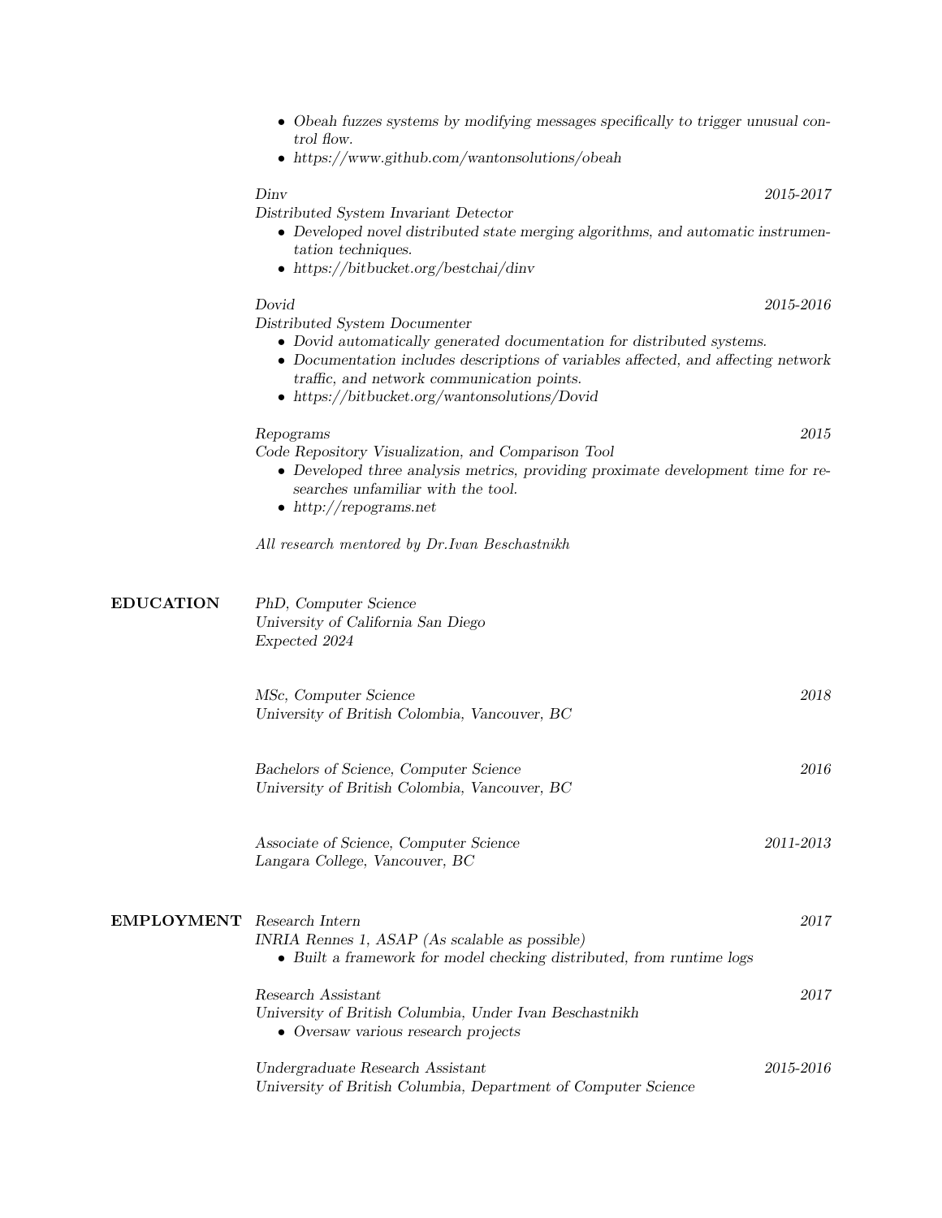- *Obeah fuzzes systems by modifying messages specifically to trigger unusual control flow.*
- *https://www.github.com/wantonsolutions/obeah*

*Dinv* — *2015-2017*
*Distributed System Invariant Detector*

- *Developed novel distributed state merging algorithms, and automatic instrumentation techniques.*
- *https://bitbucket.org/bestchai/dinv*

*Dovid* — *2015-2016*
*Distributed System Documenter*

- *Dovid automatically generated documentation for distributed systems.*
- *Documentation includes descriptions of variables affected, and affecting network traffic, and network communication points.*
- *https://bitbucket.org/wantonsolutions/Dovid*

*Repograms* — *2015*
*Code Repository Visualization, and Comparison Tool*

- *Developed three analysis metrics, providing proximate development time for researches unfamiliar with the tool.*
- *http://repograms.net*

*All research mentored by Dr.Ivan Beschastnikh*

## EDUCATION

*PhD, Computer Science*
*University of California San Diego*
*Expected 2024*

*MSc, Computer Science* — *2018*
*University of British Colombia, Vancouver, BC*

*Bachelors of Science, Computer Science* — *2016*
*University of British Colombia, Vancouver, BC*

*Associate of Science, Computer Science* — *2011-2013*
*Langara College, Vancouver, BC*

## EMPLOYMENT

*Research Intern* — *2017*
*INRIA Rennes 1, ASAP (As scalable as possible)*

- *Built a framework for model checking distributed, from runtime logs*

*Research Assistant* — *2017*
*University of British Columbia, Under Ivan Beschastnikh*

- *Oversaw various research projects*

*Undergraduate Research Assistant* — *2015-2016*
*University of British Columbia, Department of Computer Science*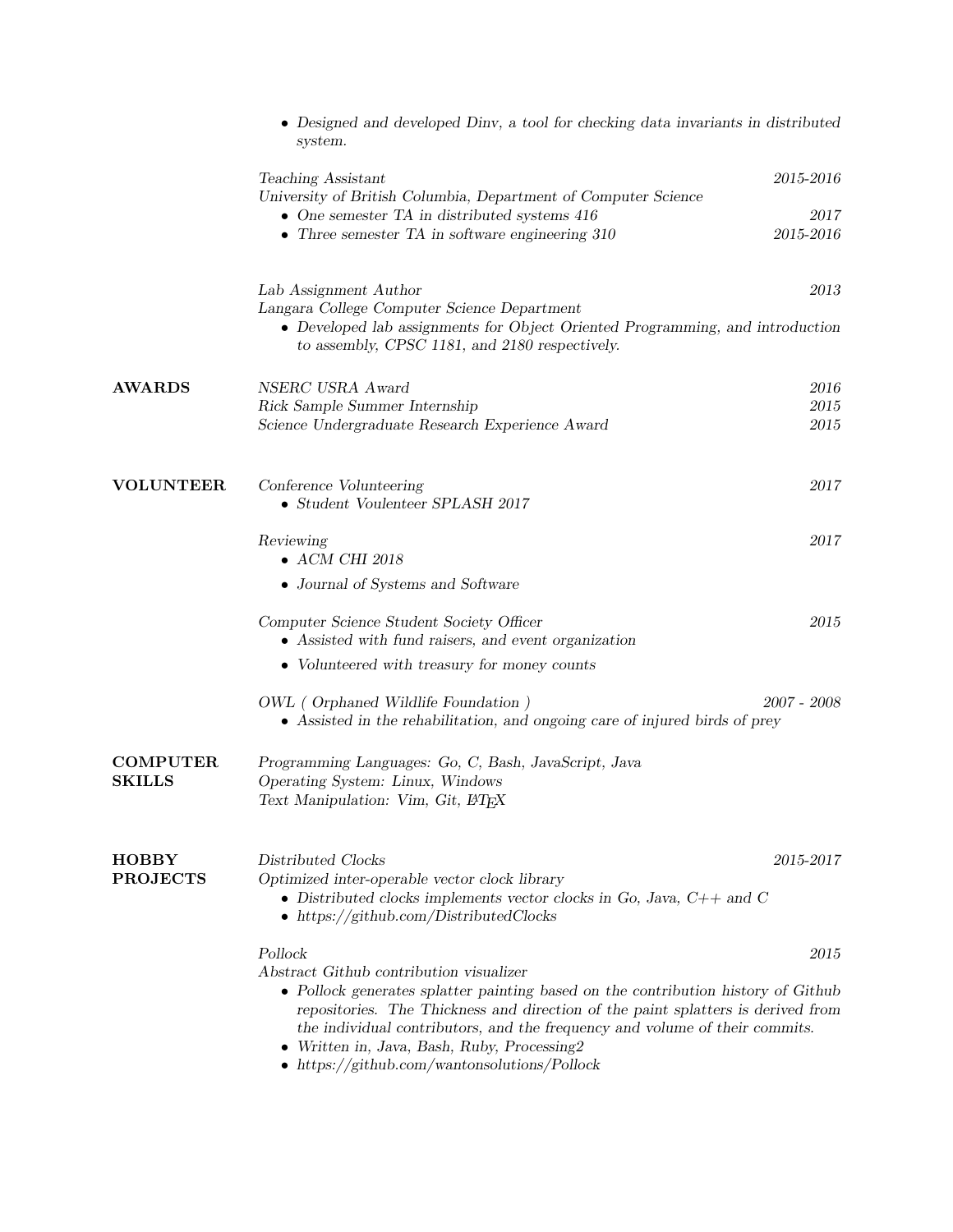- *Designed and developed Dinv, a tool for checking data invariants in distributed system.*

*Teaching Assistant* — *2015-2016*
*University of British Columbia, Department of Computer Science*
- *One semester TA in distributed systems 416* — *2017*
- *Three semester TA in software engineering 310* — *2015-2016*

*Lab Assignment Author* — *2013*
*Langara College Computer Science Department*
- *Developed lab assignments for Object Oriented Programming, and introduction to assembly, CPSC 1181, and 2180 respectively.*

## AWARDS

*NSERC USRA Award* — *2016*
*Rick Sample Summer Internship* — *2015*
*Science Undergraduate Research Experience Award* — *2015*

## VOLUNTEER

*Conference Volunteering* — *2017*
- *Student Voulenteer SPLASH 2017*

*Reviewing* — *2017*
- *ACM CHI 2018*
- *Journal of Systems and Software*

*Computer Science Student Society Officer* — *2015*
- *Assisted with fund raisers, and event organization*
- *Volunteered with treasury for money counts*

*OWL ( Orphaned Wildlife Foundation )* — *2007 - 2008*
- *Assisted in the rehabilitation, and ongoing care of injured birds of prey*

## COMPUTER SKILLS

*Programming Languages: Go, C, Bash, JavaScript, Java*
*Operating System: Linux, Windows*
*Text Manipulation: Vim, Git, LaTeX*

## HOBBY PROJECTS

*Distributed Clocks* — *2015-2017*
*Optimized inter-operable vector clock library*
- *Distributed clocks implements vector clocks in Go, Java, C++ and C*
- *https://github.com/DistributedClocks*

*Pollock* — *2015*
*Abstract Github contribution visualizer*
- *Pollock generates splatter painting based on the contribution history of Github repositories. The Thickness and direction of the paint splatters is derived from the individual contributors, and the frequency and volume of their commits.*
- *Written in, Java, Bash, Ruby, Processing2*
- *https://github.com/wantonsolutions/Pollock*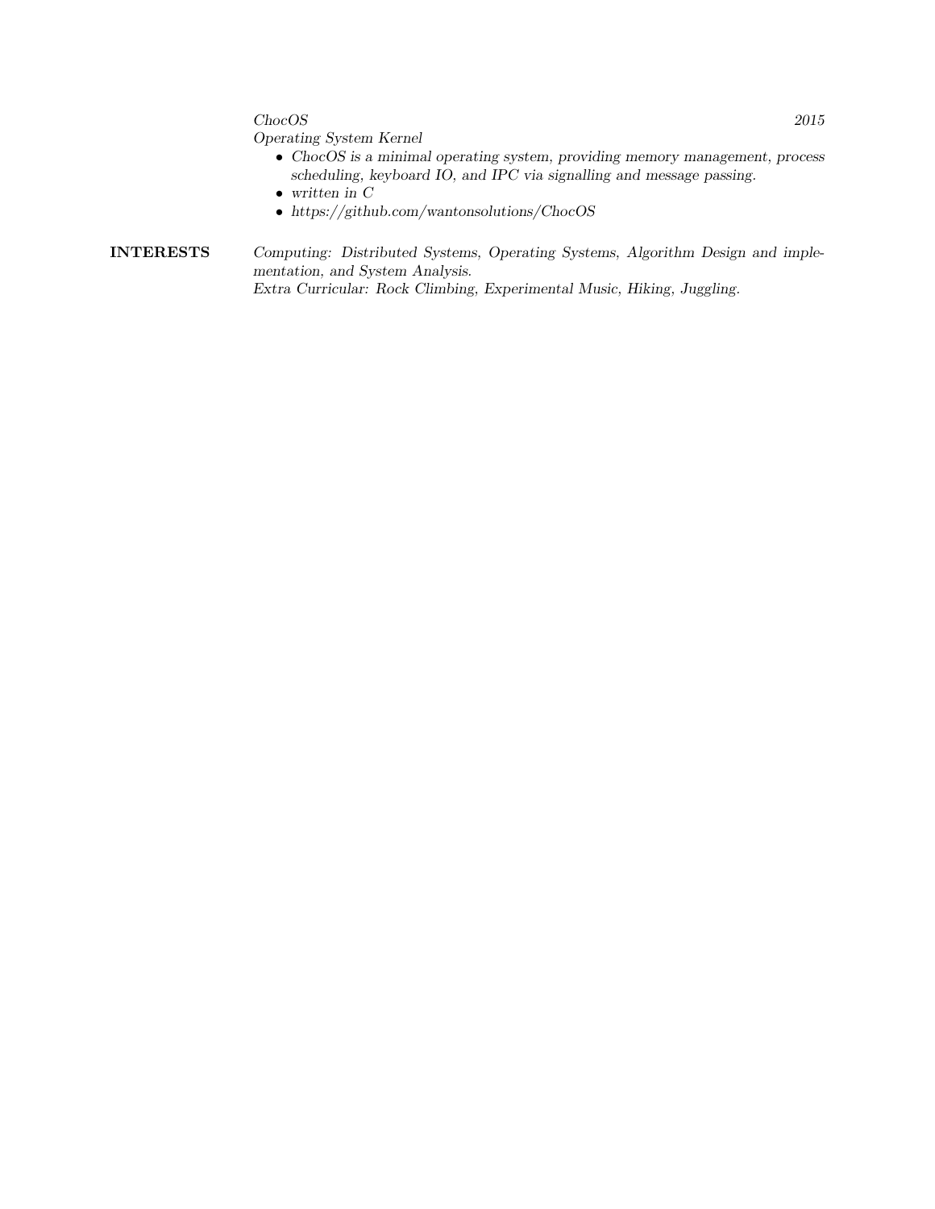*ChocOS* *2015*

*Operating System Kernel*

- *ChocOS is a minimal operating system, providing memory management, process scheduling, keyboard IO, and IPC via signalling and message passing.*
- *written in C*
- *https://github.com/wantonsolutions/ChocOS*

**INTERESTS**

*Computing: Distributed Systems, Operating Systems, Algorithm Design and implementation, and System Analysis.*

*Extra Curricular: Rock Climbing, Experimental Music, Hiking, Juggling.*